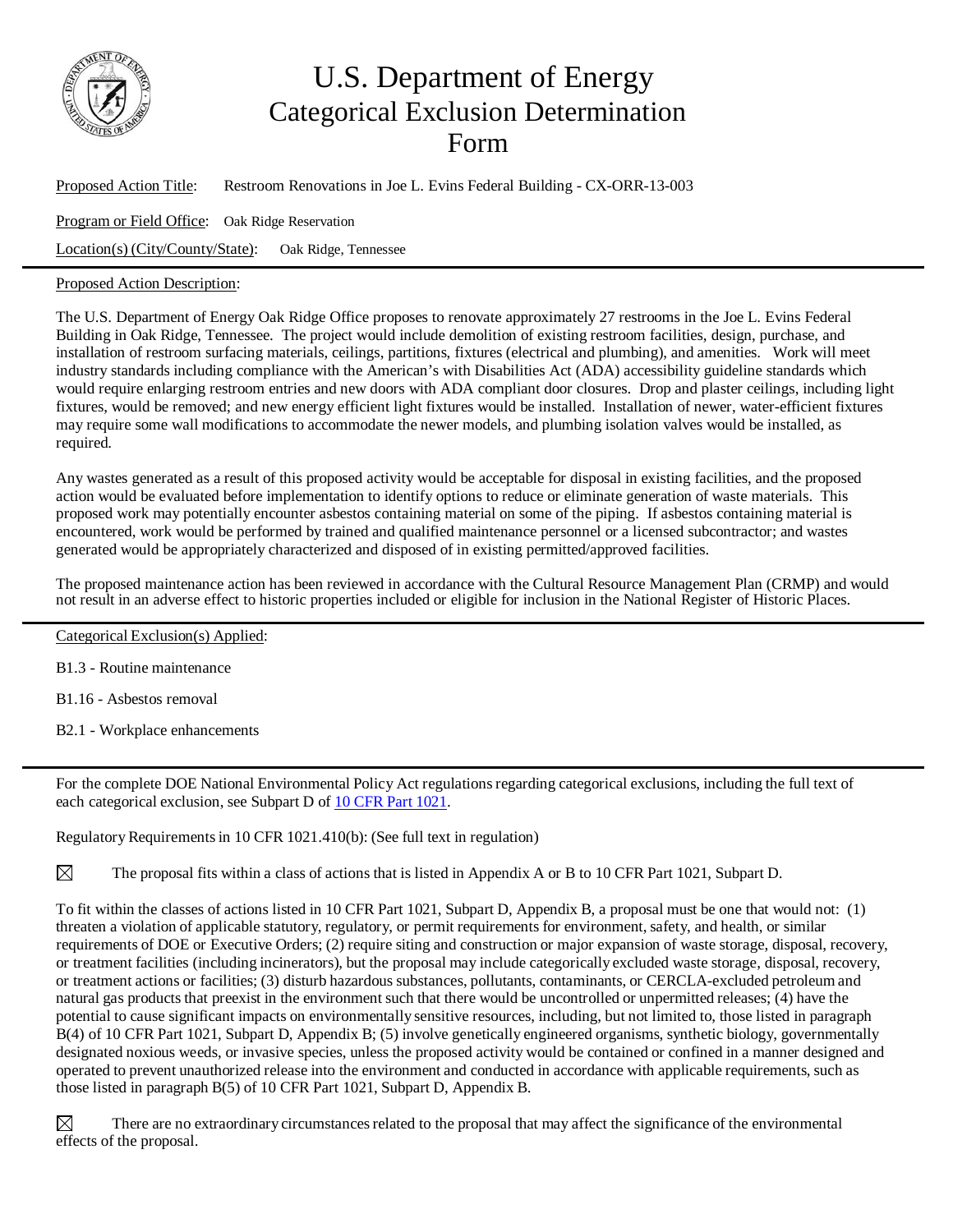# U.S. Department of Energy Categorical Exclusion Determination Form

Proposed Action Title: Restroom Renovations in Joe L. Evins Federal Building - CX-ORR-13-003

Program or Field Office: Oak Ridge Reservation

Location(s) (City/County/State): Oak Ridge, Tennessee

---

Proposed Action Description:

The U.S. Department of Energy Oak Ridge Office proposes to renovate approximately 27 restrooms in the Joe L. Evins Federal Building in Oak Ridge, Tennessee. The project would include demolition of existing restroom facilities, design, purchase, and installation of restroom surfacing materials, ceilings, partitions, fixtures (electrical and plumbing), and amenities. Work will meet industry standards including compliance with the American's with Disabilities Act (ADA) accessibility guideline standards which would require enlarging restroom entries and new doors with ADA compliant door closures. Drop and plaster ceilings, including light fixtures, would be removed; and new energy efficient light fixtures would be installed. Installation of newer, water-efficient fixtures may require some wall modifications to accommodate the newer models, and plumbing isolation valves would be installed, as required.

Any wastes generated as a result of this proposed activity would be acceptable for disposal in existing facilities, and the proposed action would be evaluated before implementation to identify options to reduce or eliminate generation of waste materials. This proposed work may potentially encounter asbestos containing material on some of the piping. If asbestos containing material is encountered, work would be performed by trained and qualified maintenance personnel or a licensed subcontractor; and wastes generated would be appropriately characterized and disposed of in existing permitted/approved facilities.

The proposed maintenance action has been reviewed in accordance with the Cultural Resource Management Plan (CRMP) and would not result in an adverse effect to historic properties included or eligible for inclusion in the National Register of Historic Places.

---

Categorical Exclusion(s) Applied:

B1.3 - Routine maintenance

B1.16 - Asbestos removal

B2.1 - Workplace enhancements

---

For the complete DOE National Environmental Policy Act regulations regarding categorical exclusions, including the full text of each categorical exclusion, see Subpart D of 10 CFR Part 1021.

Regulatory Requirements in 10 CFR 1021.410(b): (See full text in regulation)

☒ The proposal fits within a class of actions that is listed in Appendix A or B to 10 CFR Part 1021, Subpart D.

To fit within the classes of actions listed in 10 CFR Part 1021, Subpart D, Appendix B, a proposal must be one that would not: (1) threaten a violation of applicable statutory, regulatory, or permit requirements for environment, safety, and health, or similar requirements of DOE or Executive Orders; (2) require siting and construction or major expansion of waste storage, disposal, recovery, or treatment facilities (including incinerators), but the proposal may include categorically excluded waste storage, disposal, recovery, or treatment actions or facilities; (3) disturb hazardous substances, pollutants, contaminants, or CERCLA-excluded petroleum and natural gas products that preexist in the environment such that there would be uncontrolled or unpermitted releases; (4) have the potential to cause significant impacts on environmentally sensitive resources, including, but not limited to, those listed in paragraph B(4) of 10 CFR Part 1021, Subpart D, Appendix B; (5) involve genetically engineered organisms, synthetic biology, governmentally designated noxious weeds, or invasive species, unless the proposed activity would be contained or confined in a manner designed and operated to prevent unauthorized release into the environment and conducted in accordance with applicable requirements, such as those listed in paragraph B(5) of 10 CFR Part 1021, Subpart D, Appendix B.

☒ There are no extraordinary circumstances related to the proposal that may affect the significance of the environmental effects of the proposal.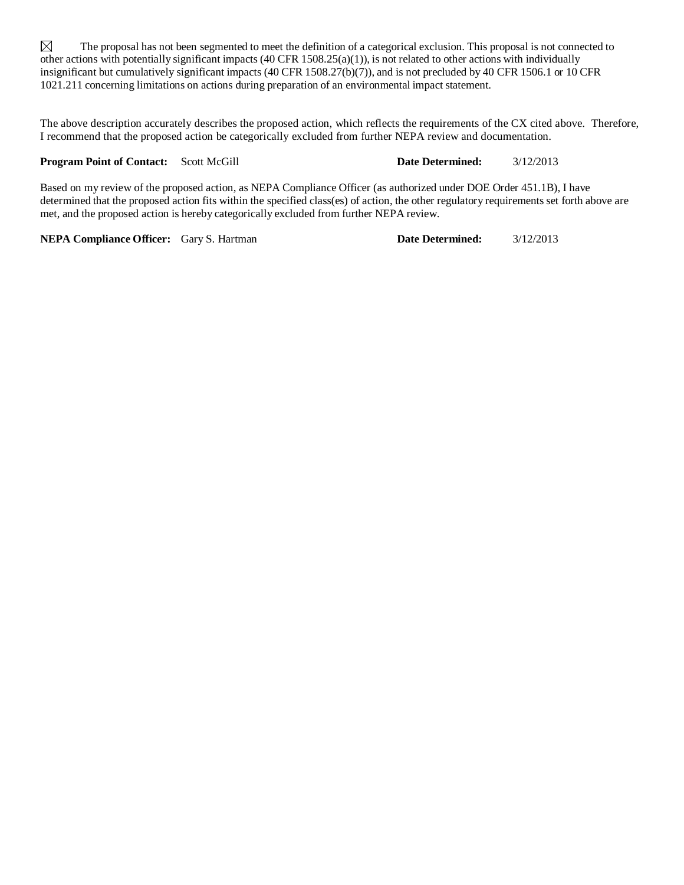☒ The proposal has not been segmented to meet the definition of a categorical exclusion. This proposal is not connected to other actions with potentially significant impacts (40 CFR 1508.25(a)(1)), is not related to other actions with individually insignificant but cumulatively significant impacts (40 CFR 1508.27(b)(7)), and is not precluded by 40 CFR 1506.1 or 10 CFR 1021.211 concerning limitations on actions during preparation of an environmental impact statement.

The above description accurately describes the proposed action, which reflects the requirements of the CX cited above. Therefore, I recommend that the proposed action be categorically excluded from further NEPA review and documentation.

**Program Point of Contact:** Scott McGill **Date Determined:** 3/12/2013

Based on my review of the proposed action, as NEPA Compliance Officer (as authorized under DOE Order 451.1B), I have determined that the proposed action fits within the specified class(es) of action, the other regulatory requirements set forth above are met, and the proposed action is hereby categorically excluded from further NEPA review.

**NEPA Compliance Officer:** Gary S. Hartman **Date Determined:** 3/12/2013